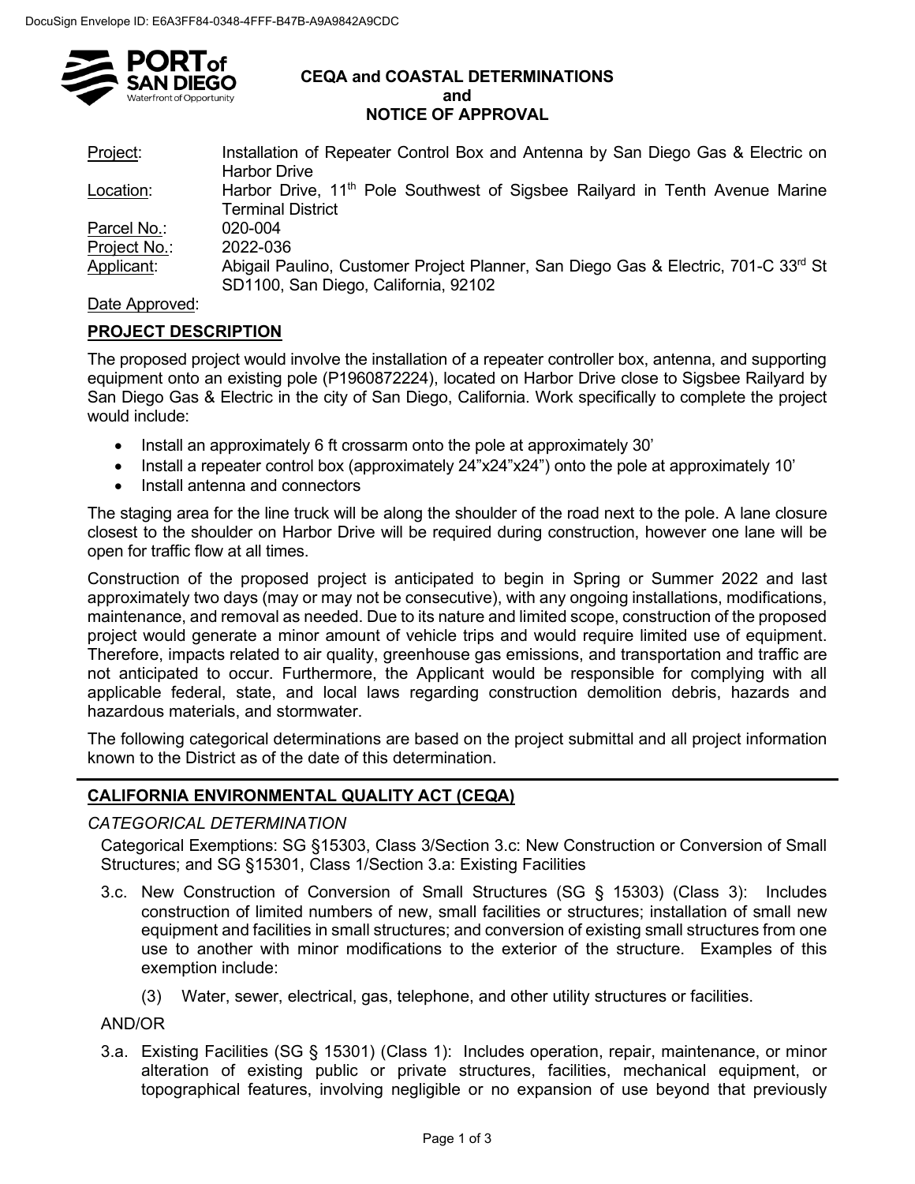DocuSign Envelope ID: E6A3FF84-0348-4FFF-B47B-A9A9842A9CDC

# CEQA and COASTAL DETERMINATIONS and NOTICE OF APPROVAL

Project: Installation of Repeater Control Box and Antenna by San Diego Gas & Electric on Harbor Drive

Location: Harbor Drive, 11th Pole Southwest of Sigsbee Railyard in Tenth Avenue Marine Terminal District

Parcel No.: 020-004

Project No.: 2022-036

Applicant: Abigail Paulino, Customer Project Planner, San Diego Gas & Electric, 701-C 33rd St SD1100, San Diego, California, 92102

Date Approved:

## PROJECT DESCRIPTION

The proposed project would involve the installation of a repeater controller box, antenna, and supporting equipment onto an existing pole (P1960872224), located on Harbor Drive close to Sigsbee Railyard by San Diego Gas & Electric in the city of San Diego, California. Work specifically to complete the project would include:

- Install an approximately 6 ft crossarm onto the pole at approximately 30'
- Install a repeater control box (approximately 24"x24"x24") onto the pole at approximately 10'
- Install antenna and connectors

The staging area for the line truck will be along the shoulder of the road next to the pole. A lane closure closest to the shoulder on Harbor Drive will be required during construction, however one lane will be open for traffic flow at all times.

Construction of the proposed project is anticipated to begin in Spring or Summer 2022 and last approximately two days (may or may not be consecutive), with any ongoing installations, modifications, maintenance, and removal as needed. Due to its nature and limited scope, construction of the proposed project would generate a minor amount of vehicle trips and would require limited use of equipment. Therefore, impacts related to air quality, greenhouse gas emissions, and transportation and traffic are not anticipated to occur. Furthermore, the Applicant would be responsible for complying with all applicable federal, state, and local laws regarding construction demolition debris, hazards and hazardous materials, and stormwater.

The following categorical determinations are based on the project submittal and all project information known to the District as of the date of this determination.

## CALIFORNIA ENVIRONMENTAL QUALITY ACT (CEQA)

### *CATEGORICAL DETERMINATION*

Categorical Exemptions: SG §15303, Class 3/Section 3.c: New Construction or Conversion of Small Structures; and SG §15301, Class 1/Section 3.a: Existing Facilities

3.c. New Construction of Conversion of Small Structures (SG § 15303) (Class 3): Includes construction of limited numbers of new, small facilities or structures; installation of small new equipment and facilities in small structures; and conversion of existing small structures from one use to another with minor modifications to the exterior of the structure. Examples of this exemption include:

(3) Water, sewer, electrical, gas, telephone, and other utility structures or facilities.

AND/OR

3.a. Existing Facilities (SG § 15301) (Class 1): Includes operation, repair, maintenance, or minor alteration of existing public or private structures, facilities, mechanical equipment, or topographical features, involving negligible or no expansion of use beyond that previously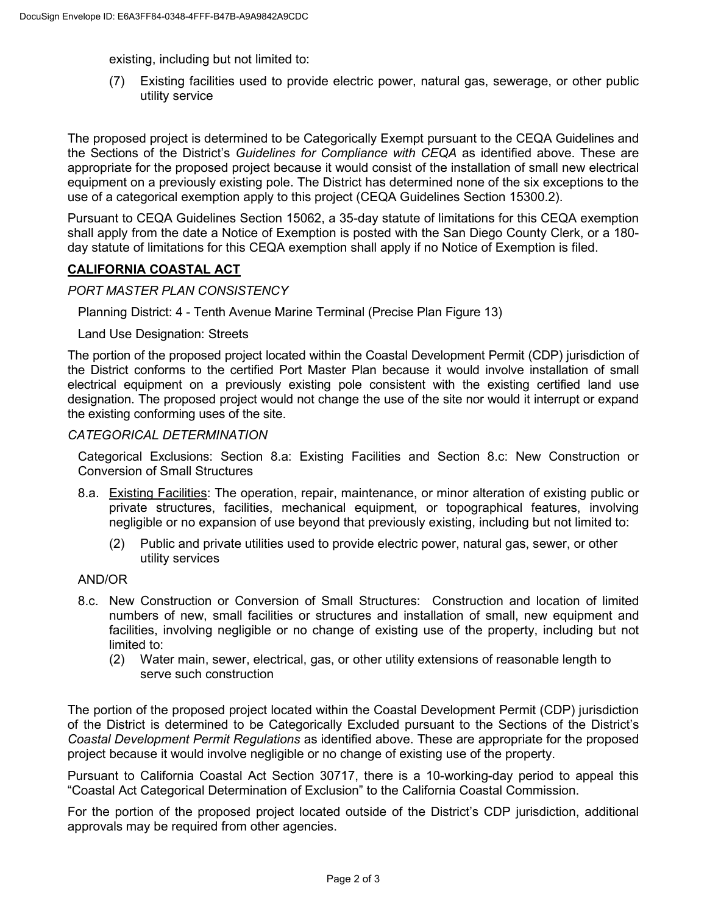existing, including but not limited to:

(7) Existing facilities used to provide electric power, natural gas, sewerage, or other public utility service

The proposed project is determined to be Categorically Exempt pursuant to the CEQA Guidelines and the Sections of the District's *Guidelines for Compliance with CEQA* as identified above. These are appropriate for the proposed project because it would consist of the installation of small new electrical equipment on a previously existing pole. The District has determined none of the six exceptions to the use of a categorical exemption apply to this project (CEQA Guidelines Section 15300.2).

Pursuant to CEQA Guidelines Section 15062, a 35-day statute of limitations for this CEQA exemption shall apply from the date a Notice of Exemption is posted with the San Diego County Clerk, or a 180-day statute of limitations for this CEQA exemption shall apply if no Notice of Exemption is filed.

## CALIFORNIA COASTAL ACT

*PORT MASTER PLAN CONSISTENCY*

Planning District: 4 - Tenth Avenue Marine Terminal (Precise Plan Figure 13)

Land Use Designation: Streets

The portion of the proposed project located within the Coastal Development Permit (CDP) jurisdiction of the District conforms to the certified Port Master Plan because it would involve installation of small electrical equipment on a previously existing pole consistent with the existing certified land use designation. The proposed project would not change the use of the site nor would it interrupt or expand the existing conforming uses of the site.

*CATEGORICAL DETERMINATION*

Categorical Exclusions: Section 8.a: Existing Facilities and Section 8.c: New Construction or Conversion of Small Structures

8.a. Existing Facilities: The operation, repair, maintenance, or minor alteration of existing public or private structures, facilities, mechanical equipment, or topographical features, involving negligible or no expansion of use beyond that previously existing, including but not limited to:

(2) Public and private utilities used to provide electric power, natural gas, sewer, or other utility services

AND/OR

8.c. New Construction or Conversion of Small Structures: Construction and location of limited numbers of new, small facilities or structures and installation of small, new equipment and facilities, involving negligible or no change of existing use of the property, including but not limited to:

(2) Water main, sewer, electrical, gas, or other utility extensions of reasonable length to serve such construction

The portion of the proposed project located within the Coastal Development Permit (CDP) jurisdiction of the District is determined to be Categorically Excluded pursuant to the Sections of the District's *Coastal Development Permit Regulations* as identified above. These are appropriate for the proposed project because it would involve negligible or no change of existing use of the property.

Pursuant to California Coastal Act Section 30717, there is a 10-working-day period to appeal this "Coastal Act Categorical Determination of Exclusion" to the California Coastal Commission.

For the portion of the proposed project located outside of the District's CDP jurisdiction, additional approvals may be required from other agencies.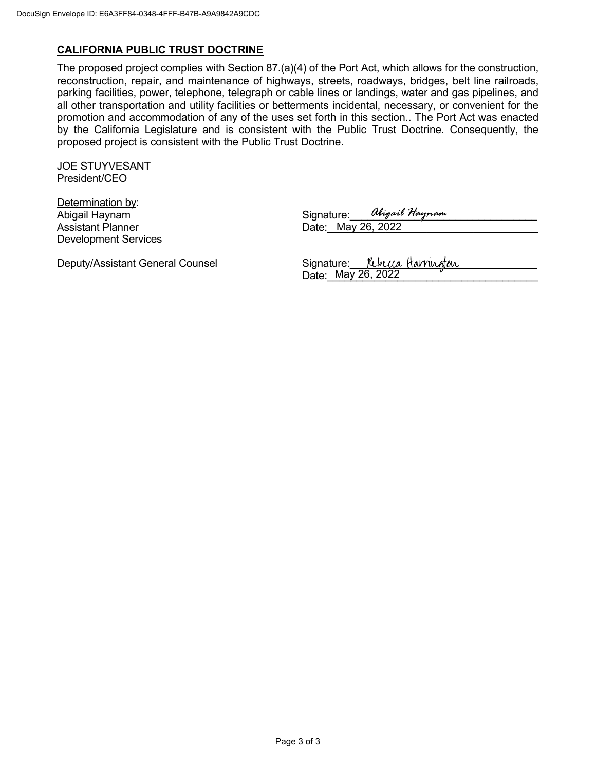DocuSign Envelope ID: E6A3FF84-0348-4FFF-B47B-A9A9842A9CDC

## CALIFORNIA PUBLIC TRUST DOCTRINE

The proposed project complies with Section 87.(a)(4) of the Port Act, which allows for the construction, reconstruction, repair, and maintenance of highways, streets, roadways, bridges, belt line railroads, parking facilities, power, telephone, telegraph or cable lines or landings, water and gas pipelines, and all other transportation and utility facilities or betterments incidental, necessary, or convenient for the promotion and accommodation of any of the uses set forth in this section.. The Port Act was enacted by the California Legislature and is consistent with the Public Trust Doctrine. Consequently, the proposed project is consistent with the Public Trust Doctrine.

JOE STUYVESANT
President/CEO

Determination by:
Abigail Haynam
Assistant Planner
Development Services

Signature: Abigail Haynam
Date: May 26, 2022

Deputy/Assistant General Counsel

Signature: Rebecca Harrington
Date: May 26, 2022